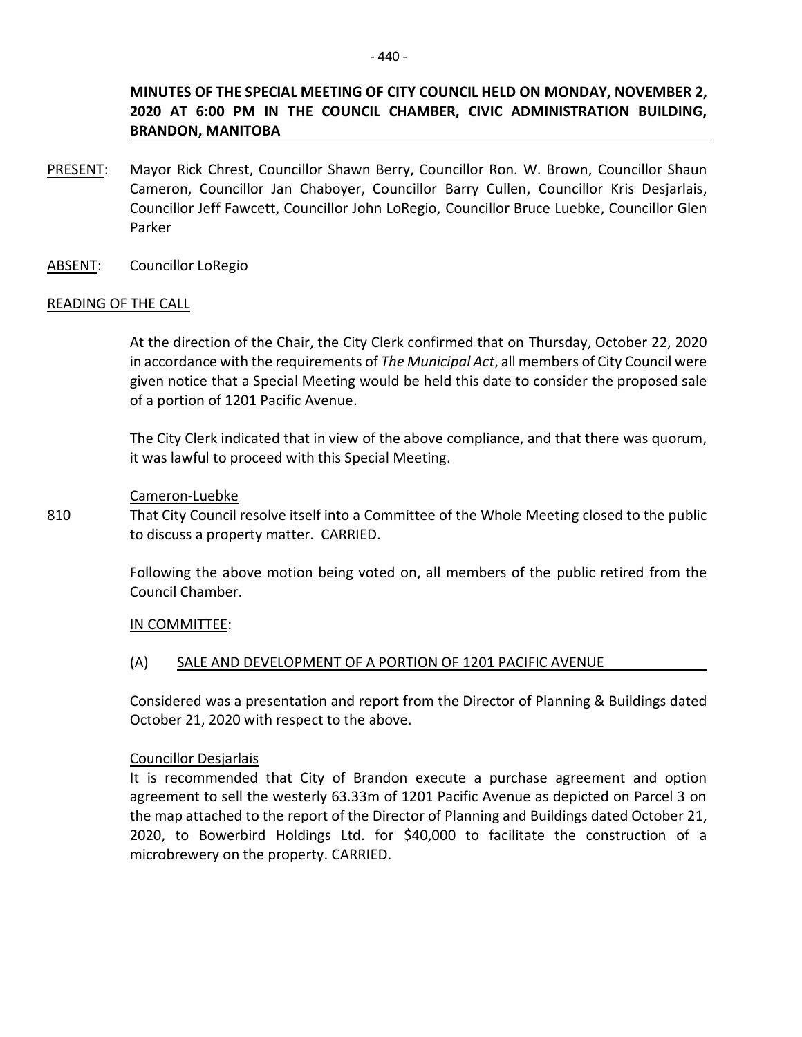**MINUTES OF THE SPECIAL MEETING OF CITY COUNCIL HELD ON MONDAY, NOVEMBER 2, 2020 AT 6:00 PM IN THE COUNCIL CHAMBER, CIVIC ADMINISTRATION BUILDING, BRANDON, MANITOBA**

PRESENT: Mayor Rick Chrest, Councillor Shawn Berry, Councillor Ron. W. Brown, Councillor Shaun Cameron, Councillor Jan Chaboyer, Councillor Barry Cullen, Councillor Kris Desjarlais, Councillor Jeff Fawcett, Councillor John LoRegio, Councillor Bruce Luebke, Councillor Glen Parker

ABSENT: Councillor LoRegio

READING OF THE CALL

At the direction of the Chair, the City Clerk confirmed that on Thursday, October 22, 2020 in accordance with the requirements of *The Municipal Act*, all members of City Council were given notice that a Special Meeting would be held this date to consider the proposed sale of a portion of 1201 Pacific Avenue.

The City Clerk indicated that in view of the above compliance, and that there was quorum, it was lawful to proceed with this Special Meeting.

Cameron-Luebke

810 That City Council resolve itself into a Committee of the Whole Meeting closed to the public to discuss a property matter. CARRIED.

Following the above motion being voted on, all members of the public retired from the Council Chamber.

IN COMMITTEE:

(A) SALE AND DEVELOPMENT OF A PORTION OF 1201 PACIFIC AVENUE

Considered was a presentation and report from the Director of Planning & Buildings dated October 21, 2020 with respect to the above.

Councillor Desjarlais

It is recommended that City of Brandon execute a purchase agreement and option agreement to sell the westerly 63.33m of 1201 Pacific Avenue as depicted on Parcel 3 on the map attached to the report of the Director of Planning and Buildings dated October 21, 2020, to Bowerbird Holdings Ltd. for $40,000 to facilitate the construction of a microbrewery on the property. CARRIED.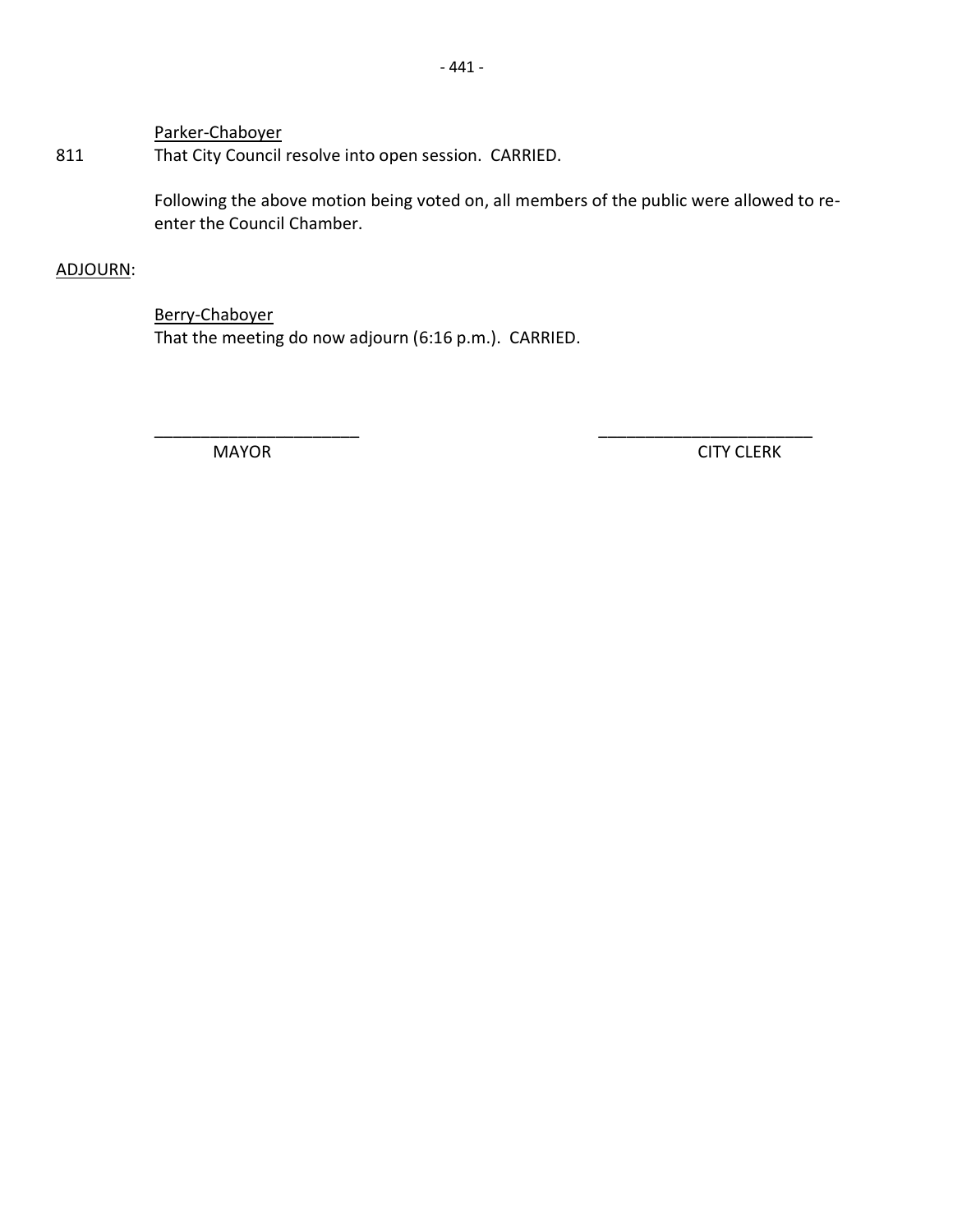Parker-Chaboyer

811 That City Council resolve into open session. CARRIED.

Following the above motion being voted on, all members of the public were allowed to re-enter the Council Chamber.

ADJOURN:

Berry-Chaboyer

That the meeting do now adjourn (6:16 p.m.). CARRIED.

______________________ ______________________

MAYOR CITY CLERK